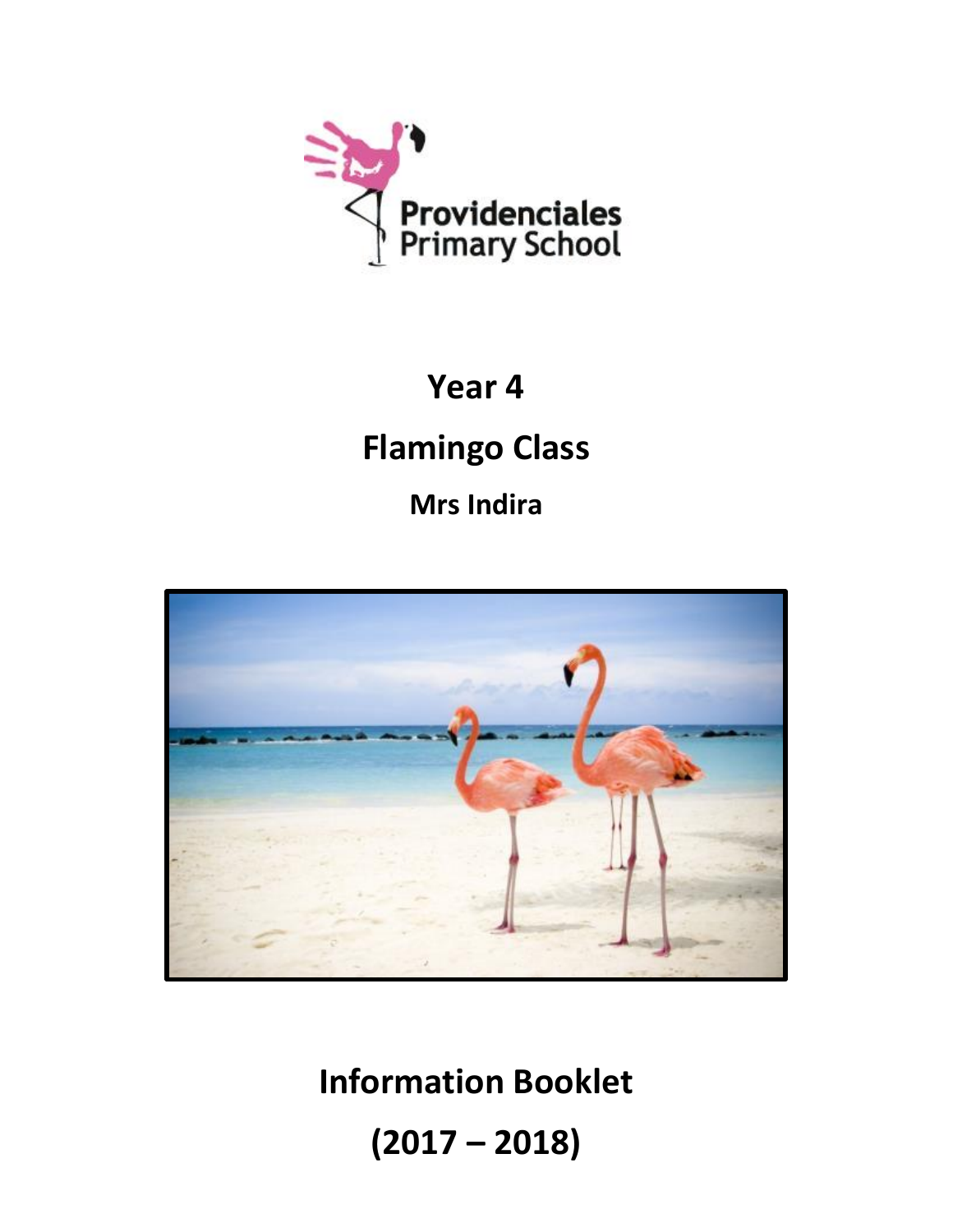Providenciales Primary School

# Year 4

# Flamingo Class

## Mrs Indira

# Information Booklet

# (2017 – 2018)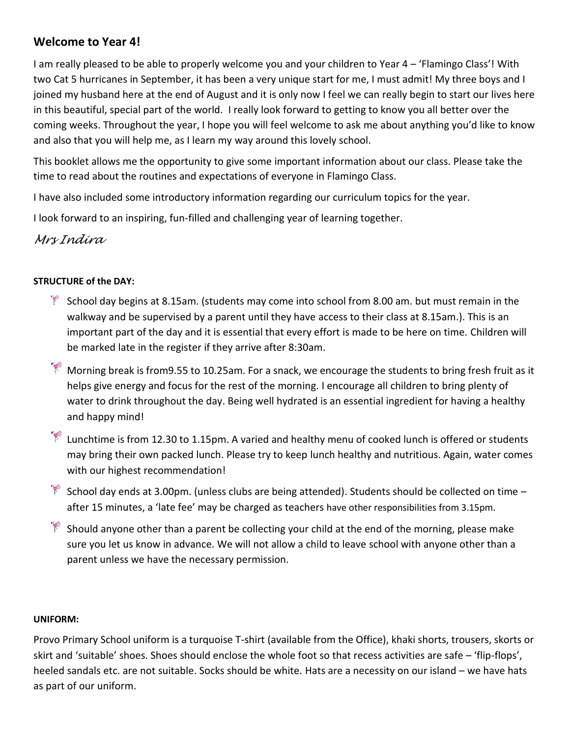## Welcome to Year 4!

I am really pleased to be able to properly welcome you and your children to Year 4 – 'Flamingo Class'! With two Cat 5 hurricanes in September, it has been a very unique start for me, I must admit! My three boys and I joined my husband here at the end of August and it is only now I feel we can really begin to start our lives here in this beautiful, special part of the world. I really look forward to getting to know you all better over the coming weeks. Throughout the year, I hope you will feel welcome to ask me about anything you'd like to know and also that you will help me, as I learn my way around this lovely school.

This booklet allows me the opportunity to give some important information about our class. Please take the time to read about the routines and expectations of everyone in Flamingo Class.

I have also included some introductory information regarding our curriculum topics for the year.

I look forward to an inspiring, fun-filled and challenging year of learning together.

*Mrs Indira*

**STRUCTURE of the DAY:**

- School day begins at 8.15am. (students may come into school from 8.00 am. but must remain in the walkway and be supervised by a parent until they have access to their class at 8.15am.). This is an important part of the day and it is essential that every effort is made to be here on time. Children will be marked late in the register if they arrive after 8:30am.
- Morning break is from9.55 to 10.25am. For a snack, we encourage the students to bring fresh fruit as it helps give energy and focus for the rest of the morning. I encourage all children to bring plenty of water to drink throughout the day. Being well hydrated is an essential ingredient for having a healthy and happy mind!
- Lunchtime is from 12.30 to 1.15pm. A varied and healthy menu of cooked lunch is offered or students may bring their own packed lunch. Please try to keep lunch healthy and nutritious. Again, water comes with our highest recommendation!
- School day ends at 3.00pm. (unless clubs are being attended). Students should be collected on time – after 15 minutes, a 'late fee' may be charged as teachers have other responsibilities from 3.15pm.
- Should anyone other than a parent be collecting your child at the end of the morning, please make sure you let us know in advance. We will not allow a child to leave school with anyone other than a parent unless we have the necessary permission.

**UNIFORM:**

Provo Primary School uniform is a turquoise T-shirt (available from the Office), khaki shorts, trousers, skorts or skirt and 'suitable' shoes. Shoes should enclose the whole foot so that recess activities are safe – 'flip-flops', heeled sandals etc. are not suitable. Socks should be white. Hats are a necessity on our island – we have hats as part of our uniform.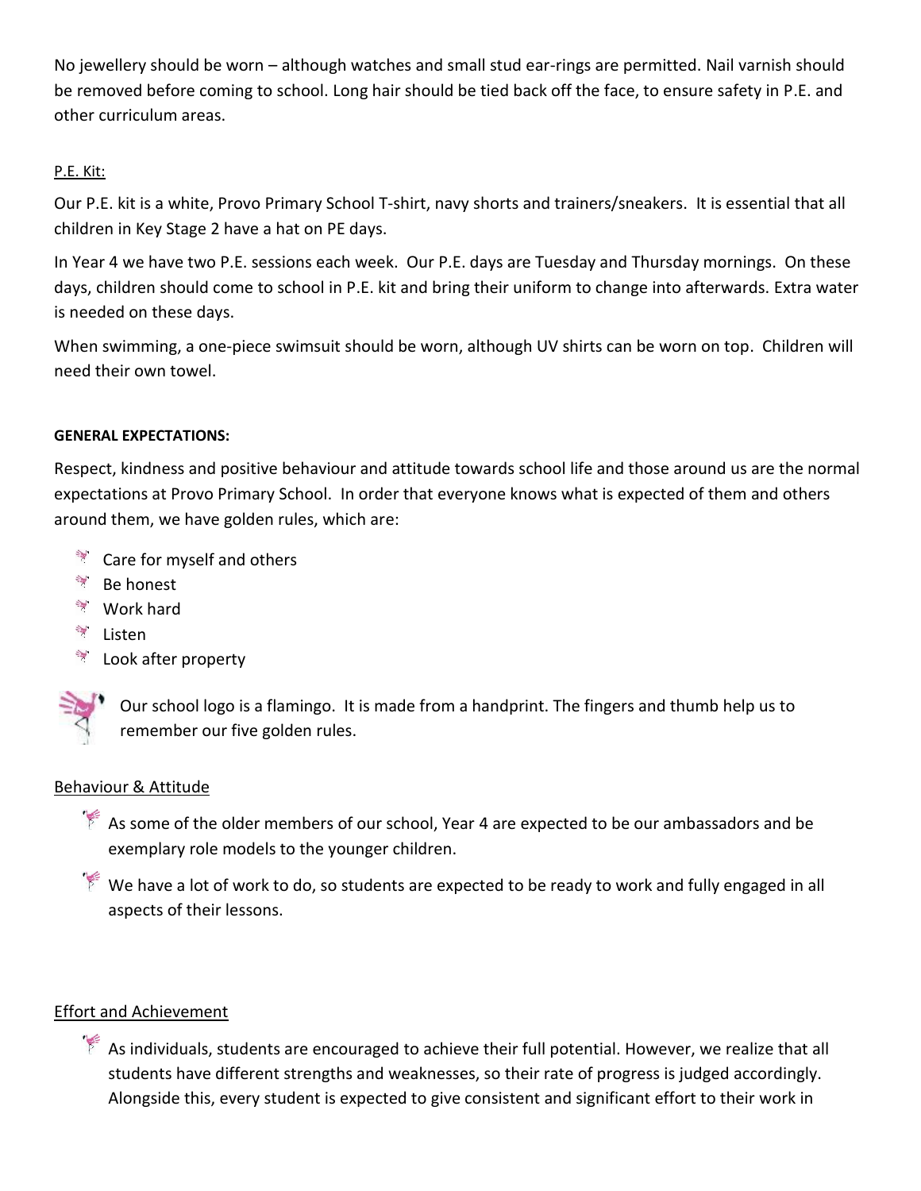No jewellery should be worn – although watches and small stud ear-rings are permitted. Nail varnish should be removed before coming to school. Long hair should be tied back off the face, to ensure safety in P.E. and other curriculum areas.

P.E. Kit:

Our P.E. kit is a white, Provo Primary School T-shirt, navy shorts and trainers/sneakers. It is essential that all children in Key Stage 2 have a hat on PE days.

In Year 4 we have two P.E. sessions each week. Our P.E. days are Tuesday and Thursday mornings. On these days, children should come to school in P.E. kit and bring their uniform to change into afterwards. Extra water is needed on these days.

When swimming, a one-piece swimsuit should be worn, although UV shirts can be worn on top. Children will need their own towel.

**GENERAL EXPECTATIONS:**

Respect, kindness and positive behaviour and attitude towards school life and those around us are the normal expectations at Provo Primary School. In order that everyone knows what is expected of them and others around them, we have golden rules, which are:

- Care for myself and others
- Be honest
- Work hard
- Listen
- Look after property

Our school logo is a flamingo. It is made from a handprint. The fingers and thumb help us to remember our five golden rules.

Behaviour & Attitude

- As some of the older members of our school, Year 4 are expected to be our ambassadors and be exemplary role models to the younger children.
- We have a lot of work to do, so students are expected to be ready to work and fully engaged in all aspects of their lessons.

Effort and Achievement

- As individuals, students are encouraged to achieve their full potential. However, we realize that all students have different strengths and weaknesses, so their rate of progress is judged accordingly. Alongside this, every student is expected to give consistent and significant effort to their work in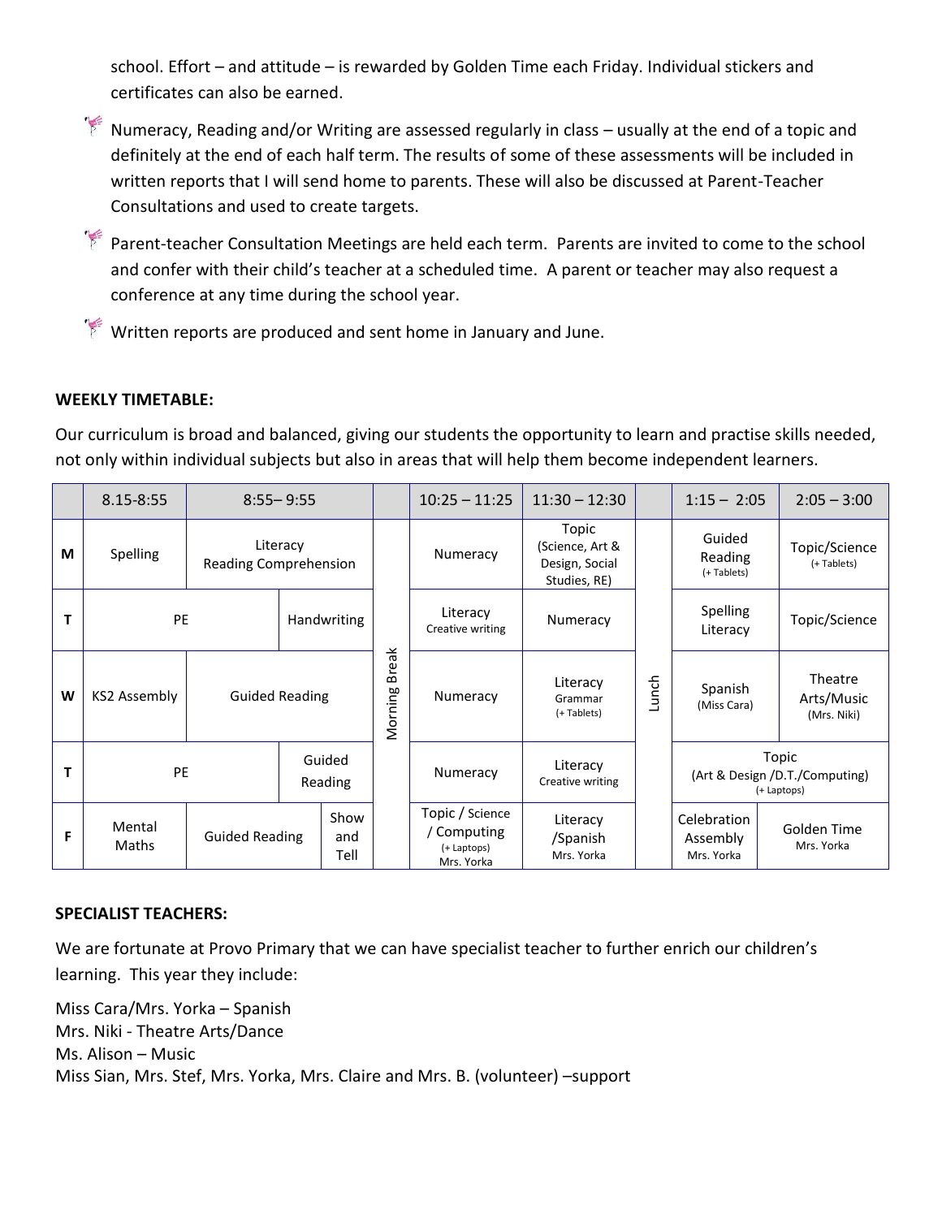school. Effort – and attitude – is rewarded by Golden Time each Friday. Individual stickers and certificates can also be earned.

- Numeracy, Reading and/or Writing are assessed regularly in class – usually at the end of a topic and definitely at the end of each half term. The results of some of these assessments will be included in written reports that I will send home to parents. These will also be discussed at Parent-Teacher Consultations and used to create targets.
- Parent-teacher Consultation Meetings are held each term. Parents are invited to come to the school and confer with their child's teacher at a scheduled time. A parent or teacher may also request a conference at any time during the school year.
- Written reports are produced and sent home in January and June.

**WEEKLY TIMETABLE:**

Our curriculum is broad and balanced, giving our students the opportunity to learn and practise skills needed, not only within individual subjects but also in areas that will help them become independent learners.

| | 8.15-8:55 | 8:55– 9:55 | | | 10:25 – 11:25 | 11:30 – 12:30 | | 1:15 – 2:05 | 2:05 – 3:00 |
|---|---|---|---|---|---|---|---|---|---|
| M | Spelling | Literacy Reading Comprehension | | Morning Break | Numeracy | Topic (Science, Art & Design, Social Studies, RE) | Lunch | Guided Reading (+ Tablets) | Topic/Science (+ Tablets) |
| T | PE | | Handwriting | | Literacy Creative writing | Numeracy | | Spelling Literacy | Topic/Science |
| W | KS2 Assembly | Guided Reading | | | Numeracy | Literacy Grammar (+ Tablets) | | Spanish (Miss Cara) | Theatre Arts/Music (Mrs. Niki) |
| T | PE | | Guided Reading | | Numeracy | Literacy Creative writing | | Topic (Art & Design /D.T./Computing) (+ Laptops) | |
| F | Mental Maths | Guided Reading | Show and Tell | | Topic / Science / Computing (+ Laptops) Mrs. Yorka | Literacy /Spanish Mrs. Yorka | | Celebration Assembly Mrs. Yorka | Golden Time Mrs. Yorka |

**SPECIALIST TEACHERS:**

We are fortunate at Provo Primary that we can have specialist teacher to further enrich our children's learning. This year they include:

Miss Cara/Mrs. Yorka – Spanish
Mrs. Niki - Theatre Arts/Dance
Ms. Alison – Music
Miss Sian, Mrs. Stef, Mrs. Yorka, Mrs. Claire and Mrs. B. (volunteer) –support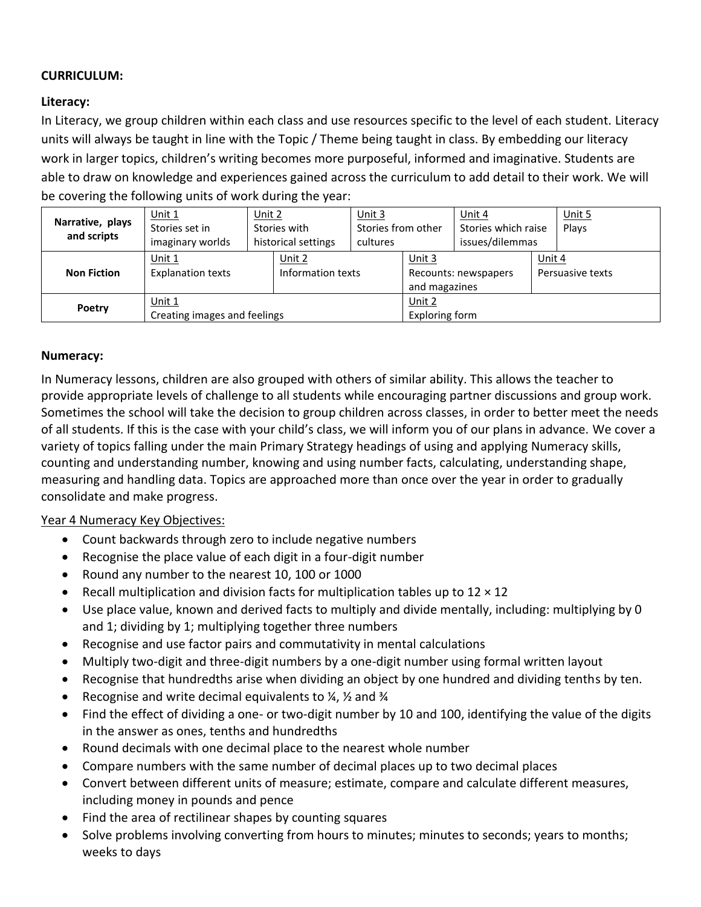**CURRICULUM:**

**Literacy:**

In Literacy, we group children within each class and use resources specific to the level of each student. Literacy units will always be taught in line with the Topic / Theme being taught in class. By embedding our literacy work in larger topics, children's writing becomes more purposeful, informed and imaginative. Students are able to draw on knowledge and experiences gained across the curriculum to add detail to their work. We will be covering the following units of work during the year:

| **Narrative, plays and scripts** | Unit 1<br>Stories set in imaginary worlds | Unit 2<br>Stories with historical settings | Unit 3<br>Stories from other cultures | Unit 4<br>Stories which raise issues/dilemmas | Unit 5<br>Plays |
|---|---|---|---|---|---|
| **Non Fiction** | Unit 1<br>Explanation texts | Unit 2<br>Information texts | Unit 3<br>Recounts: newspapers and magazines | Unit 4<br>Persuasive texts | |
| **Poetry** | Unit 1<br>Creating images and feelings | Unit 2<br>Exploring form | | | |

**Numeracy:**

In Numeracy lessons, children are also grouped with others of similar ability. This allows the teacher to provide appropriate levels of challenge to all students while encouraging partner discussions and group work. Sometimes the school will take the decision to group children across classes, in order to better meet the needs of all students. If this is the case with your child's class, we will inform you of our plans in advance. We cover a variety of topics falling under the main Primary Strategy headings of using and applying Numeracy skills, counting and understanding number, knowing and using number facts, calculating, understanding shape, measuring and handling data. Topics are approached more than once over the year in order to gradually consolidate and make progress.

Year 4 Numeracy Key Objectives:

- Count backwards through zero to include negative numbers
- Recognise the place value of each digit in a four-digit number
- Round any number to the nearest 10, 100 or 1000
- Recall multiplication and division facts for multiplication tables up to 12 × 12
- Use place value, known and derived facts to multiply and divide mentally, including: multiplying by 0 and 1; dividing by 1; multiplying together three numbers
- Recognise and use factor pairs and commutativity in mental calculations
- Multiply two-digit and three-digit numbers by a one-digit number using formal written layout
- Recognise that hundredths arise when dividing an object by one hundred and dividing tenths by ten.
- Recognise and write decimal equivalents to ¼, ½ and ¾
- Find the effect of dividing a one- or two-digit number by 10 and 100, identifying the value of the digits in the answer as ones, tenths and hundredths
- Round decimals with one decimal place to the nearest whole number
- Compare numbers with the same number of decimal places up to two decimal places
- Convert between different units of measure; estimate, compare and calculate different measures, including money in pounds and pence
- Find the area of rectilinear shapes by counting squares
- Solve problems involving converting from hours to minutes; minutes to seconds; years to months; weeks to days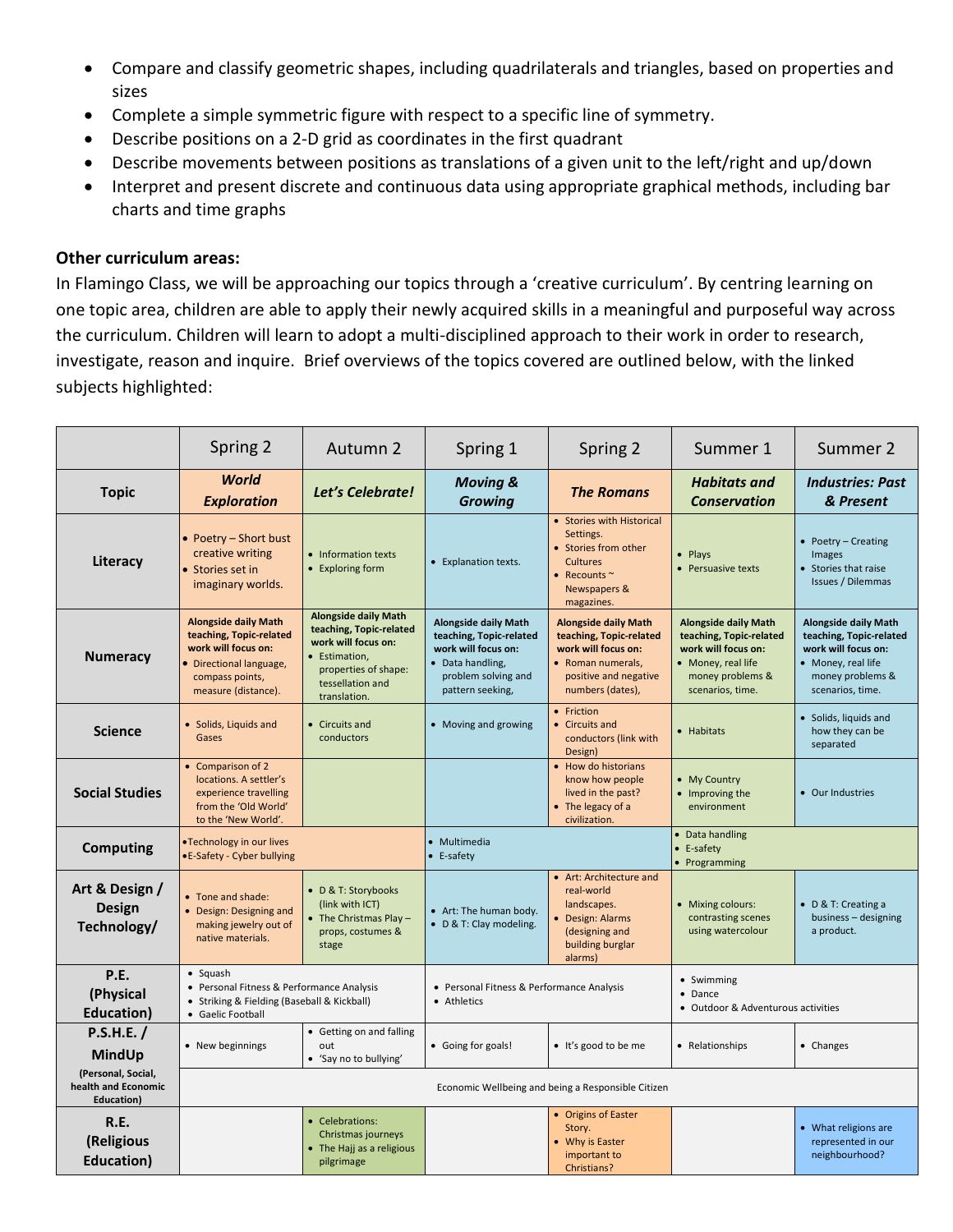- Compare and classify geometric shapes, including quadrilaterals and triangles, based on properties and sizes
- Complete a simple symmetric figure with respect to a specific line of symmetry.
- Describe positions on a 2-D grid as coordinates in the first quadrant
- Describe movements between positions as translations of a given unit to the left/right and up/down
- Interpret and present discrete and continuous data using appropriate graphical methods, including bar charts and time graphs

**Other curriculum areas:**

In Flamingo Class, we will be approaching our topics through a 'creative curriculum'. By centring learning on one topic area, children are able to apply their newly acquired skills in a meaningful and purposeful way across the curriculum. Children will learn to adopt a multi-disciplined approach to their work in order to research, investigate, reason and inquire. Brief overviews of the topics covered are outlined below, with the linked subjects highlighted:

| | Spring 2 | Autumn 2 | Spring 1 | Spring 2 | Summer 1 | Summer 2 |
|---|---|---|---|---|---|---|
| **Topic** | ***World Exploration*** | ***Let's Celebrate!*** | ***Moving & Growing*** | ***The Romans*** | ***Habitats and Conservation*** | ***Industries: Past & Present*** |
| **Literacy** | • Poetry – Short bust creative writing<br>• Stories set in imaginary worlds. | • Information texts<br>• Exploring form | • Explanation texts. | • Stories with Historical Settings.<br>• Stories from other Cultures<br>• Recounts ~ Newspapers & magazines. | • Plays<br>• Persuasive texts | • Poetry – Creating Images<br>• Stories that raise Issues / Dilemmas |
| **Numeracy** | **Alongside daily Math teaching, Topic-related work will focus on:**<br>• Directional language, compass points, measure (distance). | **Alongside daily Math teaching, Topic-related work will focus on:**<br>• Estimation, properties of shape: tessellation and translation. | **Alongside daily Math teaching, Topic-related work will focus on:**<br>• Data handling, problem solving and pattern seeking, | **Alongside daily Math teaching, Topic-related work will focus on:**<br>• Roman numerals, positive and negative numbers (dates), | **Alongside daily Math teaching, Topic-related work will focus on:**<br>• Money, real life money problems & scenarios, time. | **Alongside daily Math teaching, Topic-related work will focus on:**<br>• Money, real life money problems & scenarios, time. |
| **Science** | • Solids, Liquids and Gases | • Circuits and conductors | • Moving and growing | • Friction<br>• Circuits and conductors (link with Design) | • Habitats | • Solids, liquids and how they can be separated |
| **Social Studies** | • Comparison of 2 locations. A settler's experience travelling from the 'Old World' to the 'New World'. | | | • How do historians know how people lived in the past?<br>• The legacy of a civilization. | • My Country<br>• Improving the environment | • Our Industries |
| **Computing** | • Technology in our lives<br>• E-Safety - Cyber bullying | | • Multimedia<br>• E-safety | | • Data handling<br>• E-safety<br>• Programming | |
| **Art & Design / Design Technology/** | • Tone and shade:<br>• Design: Designing and making jewelry out of native materials. | • D & T: Storybooks (link with ICT)<br>• The Christmas Play – props, costumes & stage | • Art: The human body.<br>• D & T: Clay modeling. | • Art: Architecture and real-world landscapes.<br>• Design: Alarms (designing and building burglar alarms) | • Mixing colours: contrasting scenes using watercolour | • D & T: Creating a business – designing a product. |
| **P.E. (Physical Education)** | • Squash<br>• Personal Fitness & Performance Analysis<br>• Striking & Fielding (Baseball & Kickball)<br>• Gaelic Football | | • Personal Fitness & Performance Analysis<br>• Athletics | | • Swimming<br>• Dance<br>• Outdoor & Adventurous activities | |
| **P.S.H.E. / MindUp (Personal, Social, health and Economic Education)** | • New beginnings | • Getting on and falling out<br>• 'Say no to bullying' | • Going for goals! | • It's good to be me | • Relationships | • Changes |
| | Economic Wellbeing and being a Responsible Citizen | | | | | |
| **R.E. (Religious Education)** | | • Celebrations: Christmas journeys<br>• The Hajj as a religious pilgrimage | | • Origins of Easter Story.<br>• Why is Easter important to Christians? | | • What religions are represented in our neighbourhood? |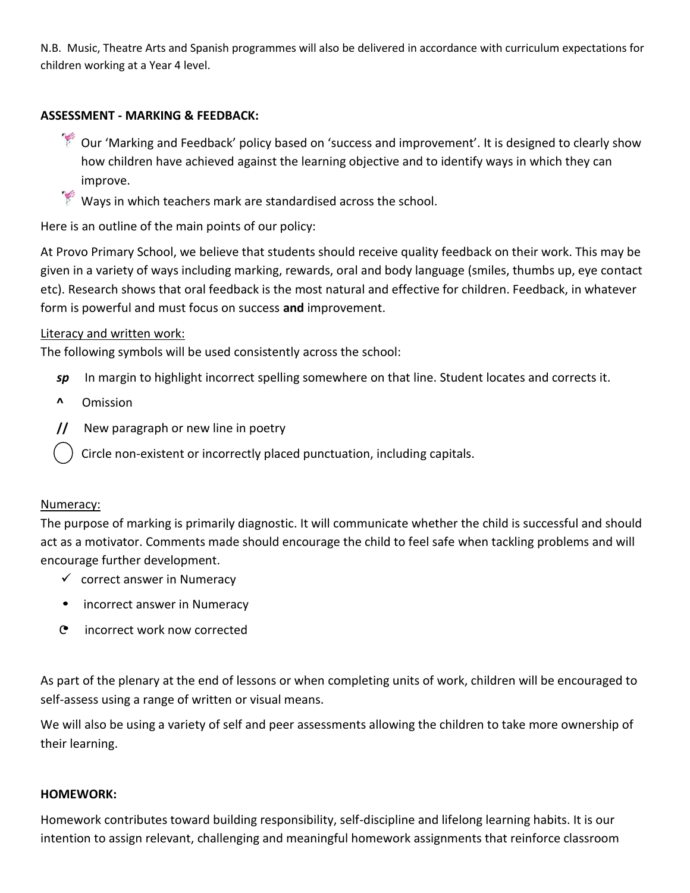N.B. Music, Theatre Arts and Spanish programmes will also be delivered in accordance with curriculum expectations for children working at a Year 4 level.

**ASSESSMENT - MARKING & FEEDBACK:**

- Our 'Marking and Feedback' policy based on 'success and improvement'. It is designed to clearly show how children have achieved against the learning objective and to identify ways in which they can improve.
- Ways in which teachers mark are standardised across the school.

Here is an outline of the main points of our policy:

At Provo Primary School, we believe that students should receive quality feedback on their work. This may be given in a variety of ways including marking, rewards, oral and body language (smiles, thumbs up, eye contact etc). Research shows that oral feedback is the most natural and effective for children. Feedback, in whatever form is powerful and must focus on success **and** improvement.

Literacy and written work:
The following symbols will be used consistently across the school:

- ***sp*** In margin to highlight incorrect spelling somewhere on that line. Student locates and corrects it.
- **^** Omission
- **//** New paragraph or new line in poetry
- ◯ Circle non-existent or incorrectly placed punctuation, including capitals.

Numeracy:
The purpose of marking is primarily diagnostic. It will communicate whether the child is successful and should act as a motivator. Comments made should encourage the child to feel safe when tackling problems and will encourage further development.

- ✓ correct answer in Numeracy
- • incorrect answer in Numeracy
- C incorrect work now corrected

As part of the plenary at the end of lessons or when completing units of work, children will be encouraged to self-assess using a range of written or visual means.

We will also be using a variety of self and peer assessments allowing the children to take more ownership of their learning.

**HOMEWORK:**

Homework contributes toward building responsibility, self-discipline and lifelong learning habits. It is our intention to assign relevant, challenging and meaningful homework assignments that reinforce classroom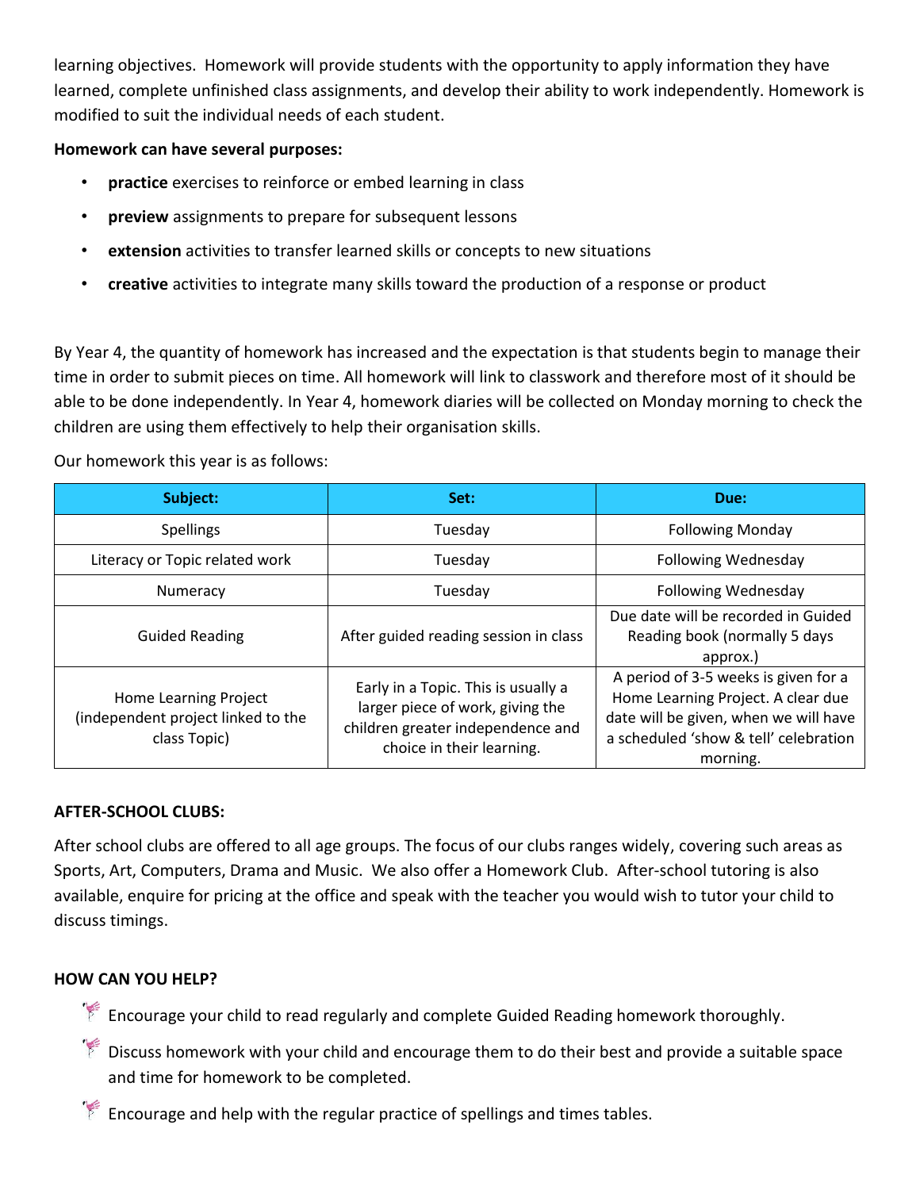learning objectives.  Homework will provide students with the opportunity to apply information they have learned, complete unfinished class assignments, and develop their ability to work independently. Homework is modified to suit the individual needs of each student.

**Homework can have several purposes:**

- **practice** exercises to reinforce or embed learning in class
- **preview** assignments to prepare for subsequent lessons
- **extension** activities to transfer learned skills or concepts to new situations
- **creative** activities to integrate many skills toward the production of a response or product

By Year 4, the quantity of homework has increased and the expectation is that students begin to manage their time in order to submit pieces on time. All homework will link to classwork and therefore most of it should be able to be done independently. In Year 4, homework diaries will be collected on Monday morning to check the children are using them effectively to help their organisation skills.

Our homework this year is as follows:

| Subject: | Set: | Due: |
| --- | --- | --- |
| Spellings | Tuesday | Following Monday |
| Literacy or Topic related work | Tuesday | Following Wednesday |
| Numeracy | Tuesday | Following Wednesday |
| Guided Reading | After guided reading session in class | Due date will be recorded in Guided Reading book (normally 5 days approx.) |
| Home Learning Project (independent project linked to the class Topic) | Early in a Topic. This is usually a larger piece of work, giving the children greater independence and choice in their learning. | A period of 3-5 weeks is given for a Home Learning Project. A clear due date will be given, when we will have a scheduled 'show & tell' celebration morning. |

**AFTER-SCHOOL CLUBS:**

After school clubs are offered to all age groups. The focus of our clubs ranges widely, covering such areas as Sports, Art, Computers, Drama and Music.  We also offer a Homework Club.  After-school tutoring is also available, enquire for pricing at the office and speak with the teacher you would wish to tutor your child to discuss timings.

**HOW CAN YOU HELP?**

- Encourage your child to read regularly and complete Guided Reading homework thoroughly.
- Discuss homework with your child and encourage them to do their best and provide a suitable space and time for homework to be completed.
- Encourage and help with the regular practice of spellings and times tables.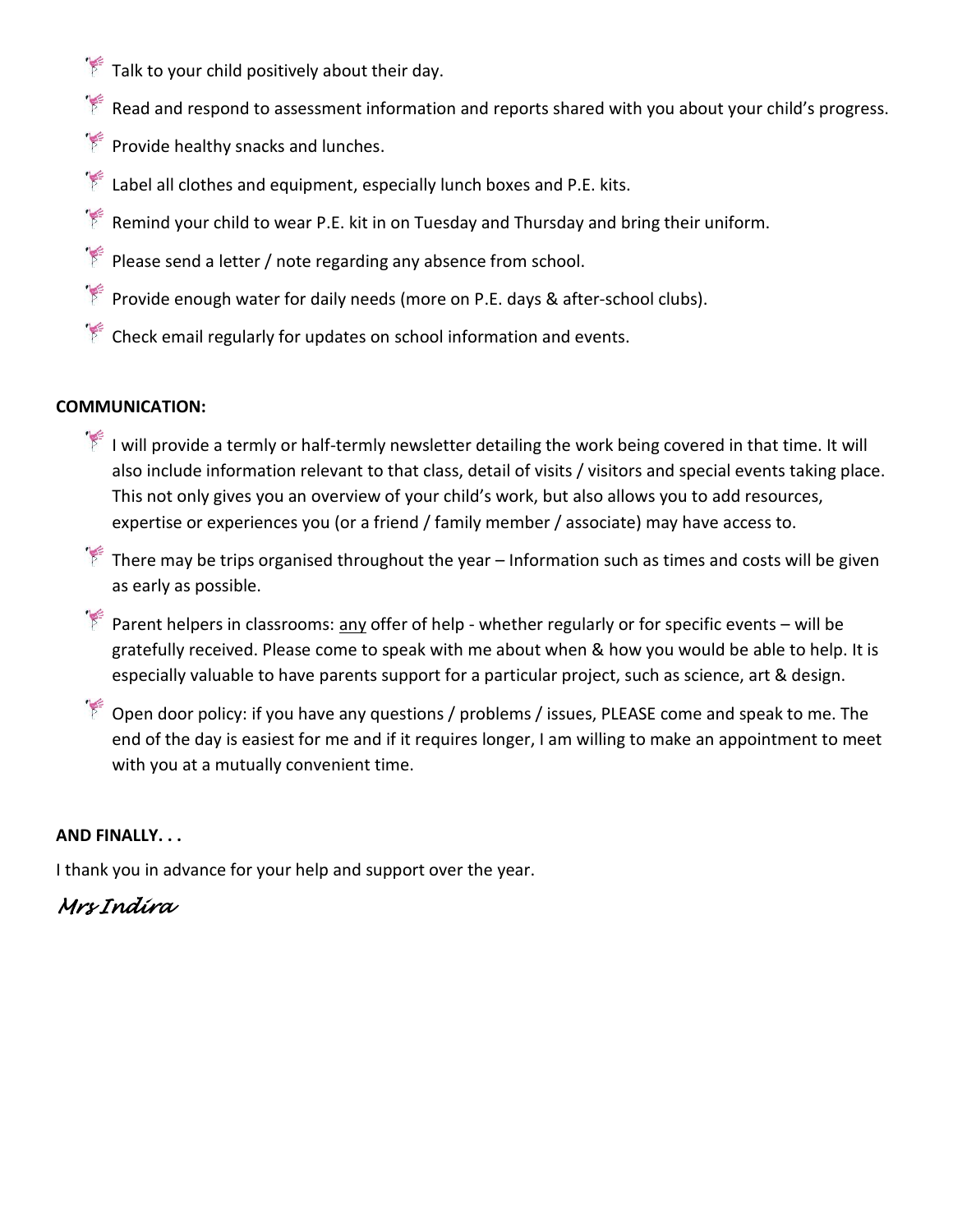- Talk to your child positively about their day.
- Read and respond to assessment information and reports shared with you about your child's progress.
- Provide healthy snacks and lunches.
- Label all clothes and equipment, especially lunch boxes and P.E. kits.
- Remind your child to wear P.E. kit in on Tuesday and Thursday and bring their uniform.
- Please send a letter / note regarding any absence from school.
- Provide enough water for daily needs (more on P.E. days & after-school clubs).
- Check email regularly for updates on school information and events.

**COMMUNICATION:**

- I will provide a termly or half-termly newsletter detailing the work being covered in that time. It will also include information relevant to that class, detail of visits / visitors and special events taking place. This not only gives you an overview of your child's work, but also allows you to add resources, expertise or experiences you (or a friend / family member / associate) may have access to.
- There may be trips organised throughout the year – Information such as times and costs will be given as early as possible.
- Parent helpers in classrooms: <u>any</u> offer of help - whether regularly or for specific events – will be gratefully received. Please come to speak with me about when & how you would be able to help. It is especially valuable to have parents support for a particular project, such as science, art & design.
- Open door policy: if you have any questions / problems / issues, PLEASE come and speak to me. The end of the day is easiest for me and if it requires longer, I am willing to make an appointment to meet with you at a mutually convenient time.

**AND FINALLY. . .**

I thank you in advance for your help and support over the year.

*Mrs Indira*